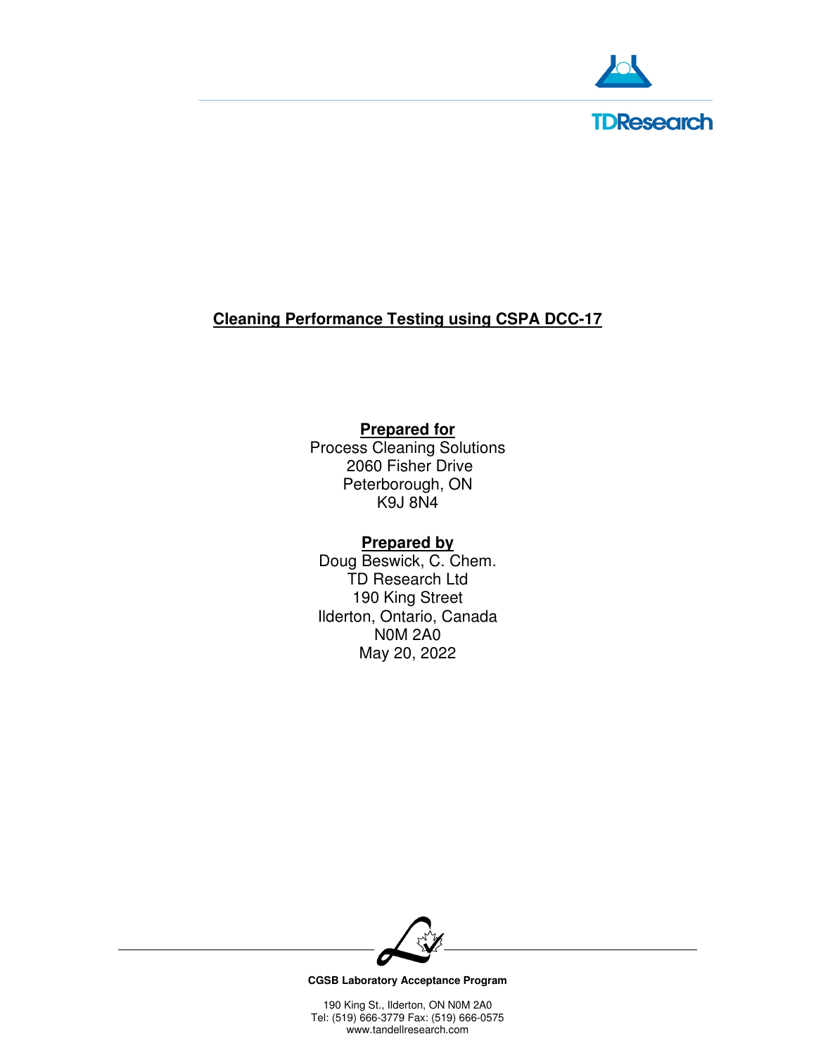TDResearch

# Cleaning Performance Testing using CSPA DCC-17

**Prepared for**
Process Cleaning Solutions
2060 Fisher Drive
Peterborough, ON
K9J 8N4

**Prepared by**
Doug Beswick, C. Chem.
TD Research Ltd
190 King Street
Ilderton, Ontario, Canada
N0M 2A0
May 20, 2022

**CGSB Laboratory Acceptance Program**

190 King St., Ilderton, ON N0M 2A0
Tel: (519) 666-3779 Fax: (519) 666-0575
www.tandellresearch.com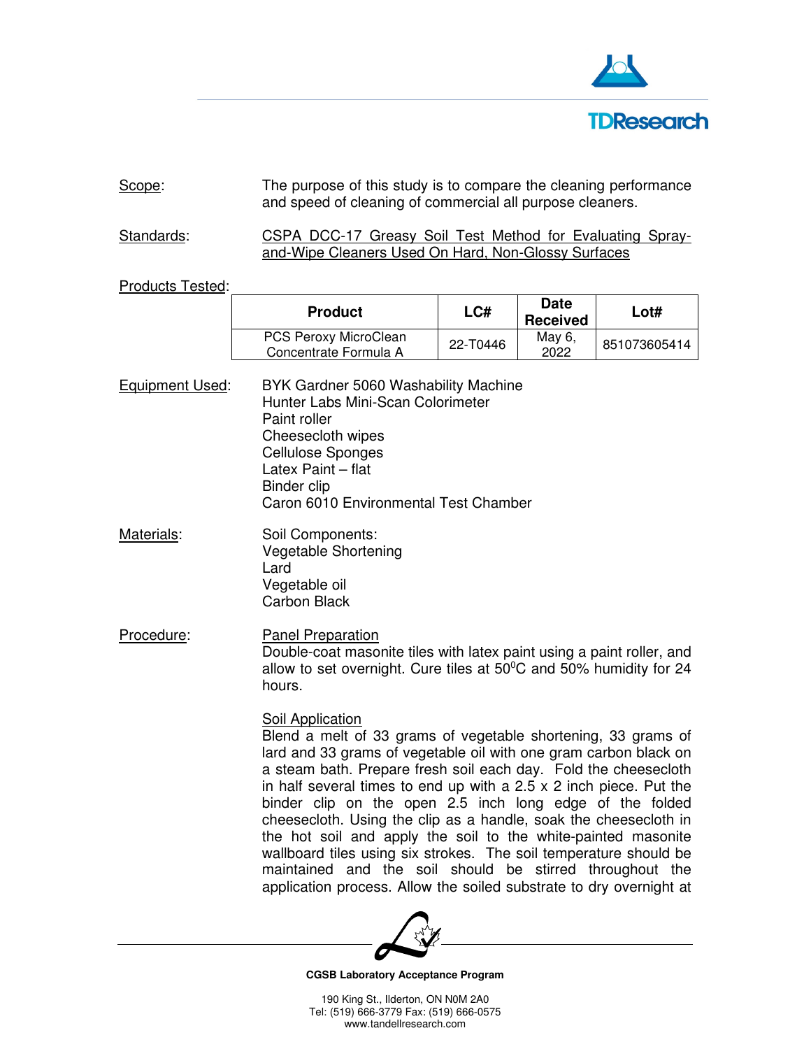**Scope**: The purpose of this study is to compare the cleaning performance and speed of cleaning of commercial all purpose cleaners.

**Standards**: CSPA DCC-17 Greasy Soil Test Method for Evaluating Spray-and-Wipe Cleaners Used On Hard, Non-Glossy Surfaces

**Products Tested**:

| Product | LC# | Date Received | Lot# |
|---|---|---|---|
| PCS Peroxy MicroClean Concentrate Formula A | 22-T0446 | May 6, 2022 | 851073605414 |

**Equipment Used**:

- BYK Gardner 5060 Washability Machine
- Hunter Labs Mini-Scan Colorimeter
- Paint roller
- Cheesecloth wipes
- Cellulose Sponges
- Latex Paint – flat
- Binder clip
- Caron 6010 Environmental Test Chamber

**Materials**:

Soil Components:
- Vegetable Shortening
- Lard
- Vegetable oil
- Carbon Black

**Procedure**:

Panel Preparation

Double-coat masonite tiles with latex paint using a paint roller, and allow to set overnight. Cure tiles at 50$^0$C and 50% humidity for 24 hours.

Soil Application

Blend a melt of 33 grams of vegetable shortening, 33 grams of lard and 33 grams of vegetable oil with one gram carbon black on a steam bath. Prepare fresh soil each day. Fold the cheesecloth in half several times to end up with a 2.5 x 2 inch piece. Put the binder clip on the open 2.5 inch long edge of the folded cheesecloth. Using the clip as a handle, soak the cheesecloth in the hot soil and apply the soil to the white-painted masonite wallboard tiles using six strokes. The soil temperature should be maintained and the soil should be stirred throughout the application process. Allow the soiled substrate to dry overnight at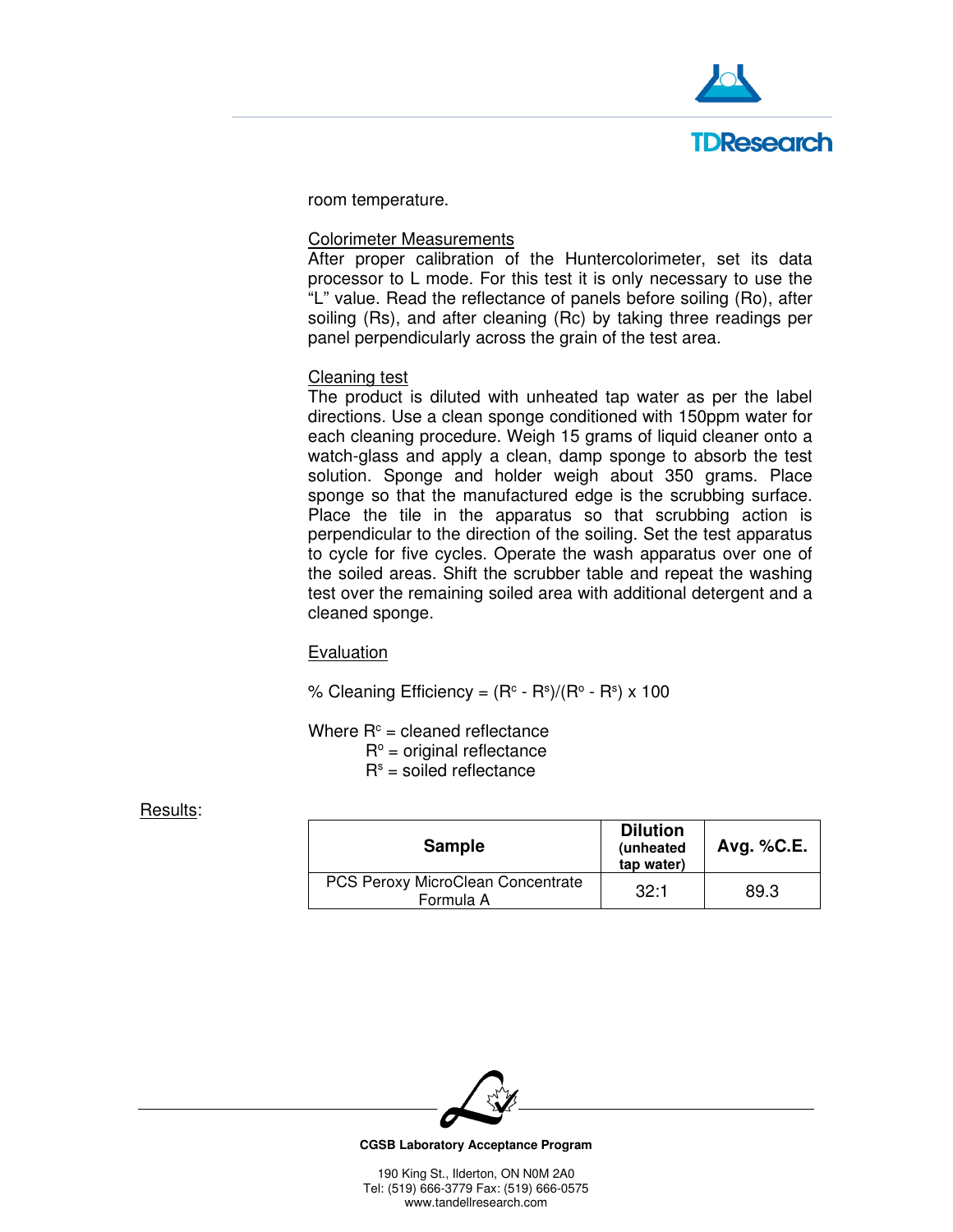room temperature.

Colorimeter Measurements

After proper calibration of the Huntercolorimeter, set its data processor to L mode. For this test it is only necessary to use the "L" value. Read the reflectance of panels before soiling (Ro), after soiling (Rs), and after cleaning (Rc) by taking three readings per panel perpendicularly across the grain of the test area.

Cleaning test

The product is diluted with unheated tap water as per the label directions. Use a clean sponge conditioned with 150ppm water for each cleaning procedure. Weigh 15 grams of liquid cleaner onto a watch-glass and apply a clean, damp sponge to absorb the test solution. Sponge and holder weigh about 350 grams. Place sponge so that the manufactured edge is the scrubbing surface. Place the tile in the apparatus so that scrubbing action is perpendicular to the direction of the soiling. Set the test apparatus to cycle for five cycles. Operate the wash apparatus over one of the soiled areas. Shift the scrubber table and repeat the washing test over the remaining soiled area with additional detergent and a cleaned sponge.

Evaluation

% Cleaning Efficiency = $(R^c - R^s)/(R^o - R^s) \times 100$

Where $R^c$ = cleaned reflectance
$R^o$ = original reflectance
$R^s$ = soiled reflectance

Results:

| Sample | Dilution (unheated tap water) | Avg. %C.E. |
|---|---|---|
| PCS Peroxy MicroClean Concentrate Formula A | 32:1 | 89.3 |

CGSB Laboratory Acceptance Program

190 King St., Ilderton, ON N0M 2A0
Tel: (519) 666-3779 Fax: (519) 666-0575
www.tandellresearch.com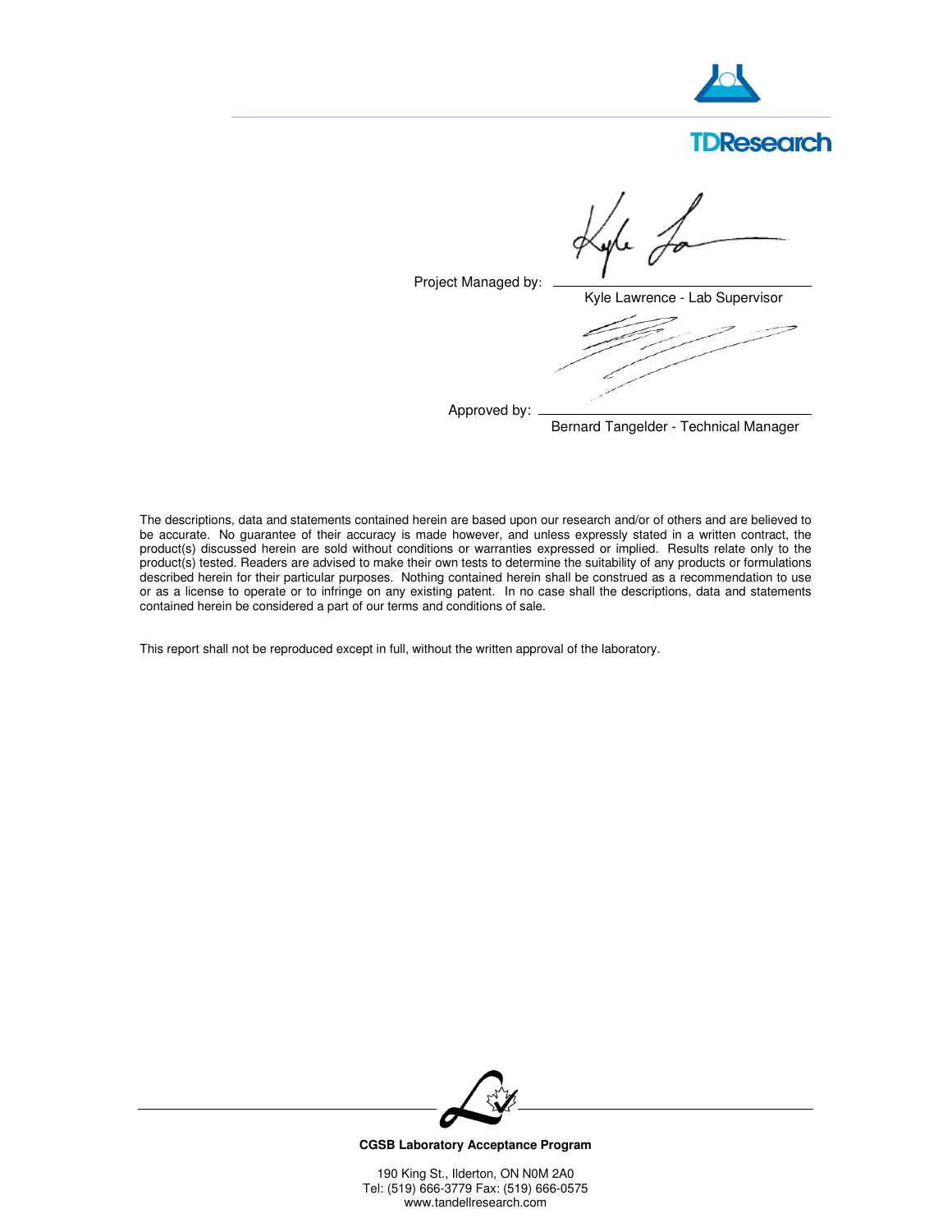TDResearch

Project Managed by: ______________________

Kyle Lawrence - Lab Supervisor

Approved by: ______________________

Bernard Tangelder - Technical Manager

The descriptions, data and statements contained herein are based upon our research and/or of others and are believed to be accurate. No guarantee of their accuracy is made however, and unless expressly stated in a written contract, the product(s) discussed herein are sold without conditions or warranties expressed or implied. Results relate only to the product(s) tested. Readers are advised to make their own tests to determine the suitability of any products or formulations described herein for their particular purposes. Nothing contained herein shall be construed as a recommendation to use or as a license to operate or to infringe on any existing patent. In no case shall the descriptions, data and statements contained herein be considered a part of our terms and conditions of sale.

This report shall not be reproduced except in full, without the written approval of the laboratory.

**CGSB Laboratory Acceptance Program**

190 King St., Ilderton, ON N0M 2A0
Tel: (519) 666-3779 Fax: (519) 666-0575
www.tandellresearch.com